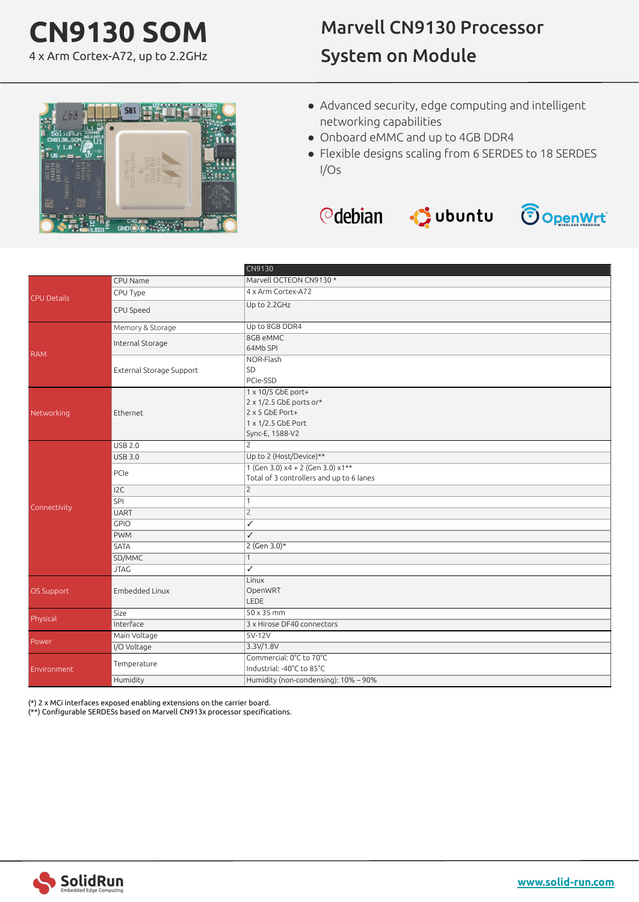# CN9130 SOM

4 x Arm Cortex-A72, up to 2.2GHz

## Marvell CN9130 Processor System on Module

- Advanced security, edge computing and intelligent networking capabilities
- Onboard eMMC and up to 4GB DDR4
- Flexible designs scaling from 6 SERDES to 18 SERDES I/Os

debian ubuntu OpenWrt

| | | CN9130 |
|---|---|---|
| CPU Details | CPU Name | Marvell OCTEON CN9130 * |
| | CPU Type | 4 x Arm Cortex-A72 |
| | CPU Speed | Up to 2.2GHz |
| RAM | Memory & Storage | Up to 8GB DDR4 |
| | Internal Storage | 8GB eMMC<br>64Mb SPI |
| | External Storage Support | NOR-Flash<br>SD<br>PCIe-SSD |
| Networking | Ethernet | 1 x 10/5 GbE port+<br>2 x 1/2.5 GbE ports or*<br>2 x 5 GbE Port+<br>1 x 1/2.5 GbE Port<br>Sync-E, 1588-V2 |
| Connectivity | USB 2.0 | 2 |
| | USB 3.0 | Up to 2 (Host/Device)** |
| | PCIe | 1 (Gen 3.0) x4 + 2 (Gen 3.0) x1**<br>Total of 3 controllers and up to 6 lanes |
| | I2C | 2 |
| | SPI | 1 |
| | UART | 2 |
| | GPIO | ✓ |
| | PWM | ✓ |
| | SATA | 2 (Gen 3.0)* |
| | SD/MMC | 1 |
| | JTAG | ✓ |
| OS Support | Embedded Linux | Linux<br>OpenWRT<br>LEDE |
| Physical | Size | 50 x 35 mm |
| | Interface | 3 x Hirose DF40 connectors |
| Power | Main Voltage | 5V-12V |
| | I/O Voltage | 3.3V/1.8V |
| Environment | Temperature | Commercial: 0°C to 70°C<br>Industrial: -40°C to 85°C |
| | Humidity | Humidity (non-condensing): 10% – 90% |

(*) 2 x MCi interfaces exposed enabling extensions on the carrier board.
(**) Configurable SERDESs based on Marvell CN913x processor specifications.

SolidRun Embedded Edge Computing

www.solid-run.com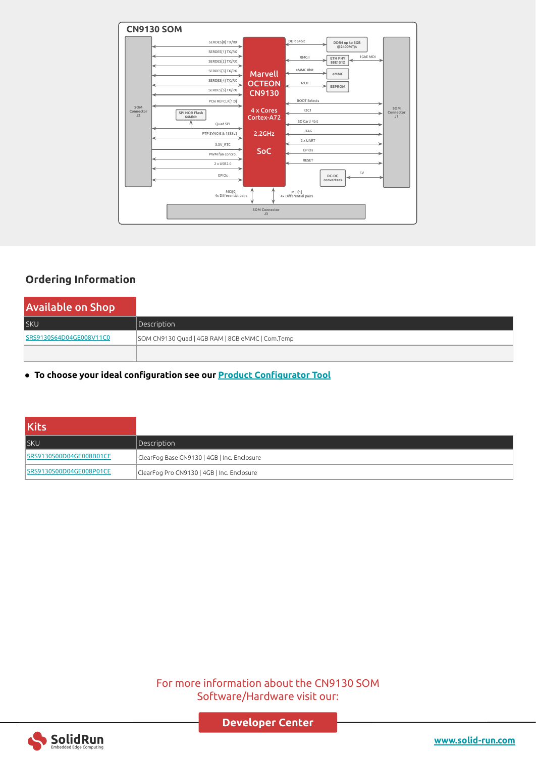## CN9130 SOM

SOM Connector J2

SERDES[0] TX/RX
SERDES[1] TX/RX
SERDES[2] TX/RX
SERDES[3] TX/RX
SERDES[4] TX/RX
SERDES[5] TX/RX
PCIe REFCLK[1:0]
SPI NOR Flash 64Mbit
Quad SPI
PTP SYNC-E & 1588v2
3.3V_RTC
PWM fan control
2 x USB2.0
GPIOs

Marvell OCTEON CN9130

4 x Cores Cortex-A72

2.2GHz

SoC

DDR 64bit
DDR4 up to 8GB @2400MT/s
RMGII
ETH PHY 88E1512
1GbE MDI
eMMC 8bit
eMMC
I2C0
EEPROM
BOOT Selects
I2C1
SD Card 4bit
JTAG
2 x UART
GPIOs
RESET
DC-DC converters
5V

SOM Connector J1

MCI[0] 4x Differential pairs
MCI[1] 4x Differential pairs

SOM Connector J3

## Ordering Information

### Available on Shop

| SKU | Description |
|---|---|
| SRS9130S64D04GE008V11C0 | SOM CN9130 Quad \| 4GB RAM \| 8GB eMMC \| Com.Temp |
| | |

- **To choose your ideal configuration see our Product Configurator Tool**

### Kits

| SKU | Description |
|---|---|
| SRS9130S00D04GE008B01CE | ClearFog Base CN9130 \| 4GB \| Inc. Enclosure |
| SRS9130S00D04GE008P01CE | ClearFog Pro CN9130 \| 4GB \| Inc. Enclosure |

For more information about the CN9130 SOM Software/Hardware visit our:

**Developer Center**

SolidRun Embedded Edge Computing

www.solid-run.com